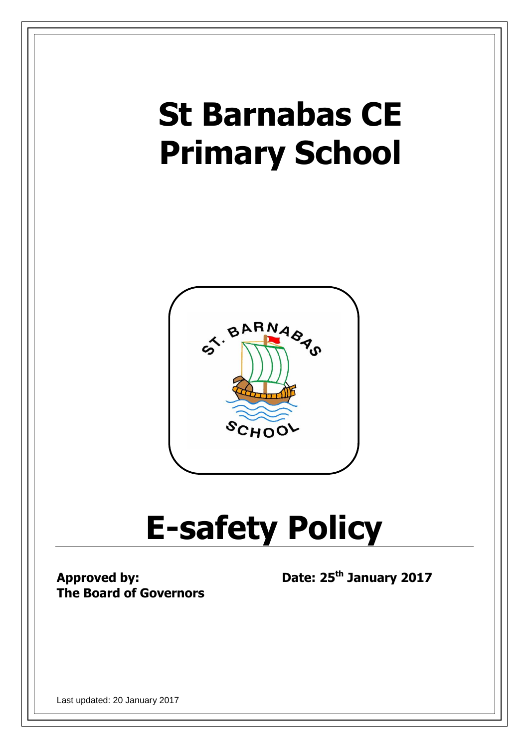# St Barnabas CE Primary School

# E-safety Policy

**Approved by:**
**The Board of Governors**

**Date: 25th January 2017**

Last updated: 20 January 2017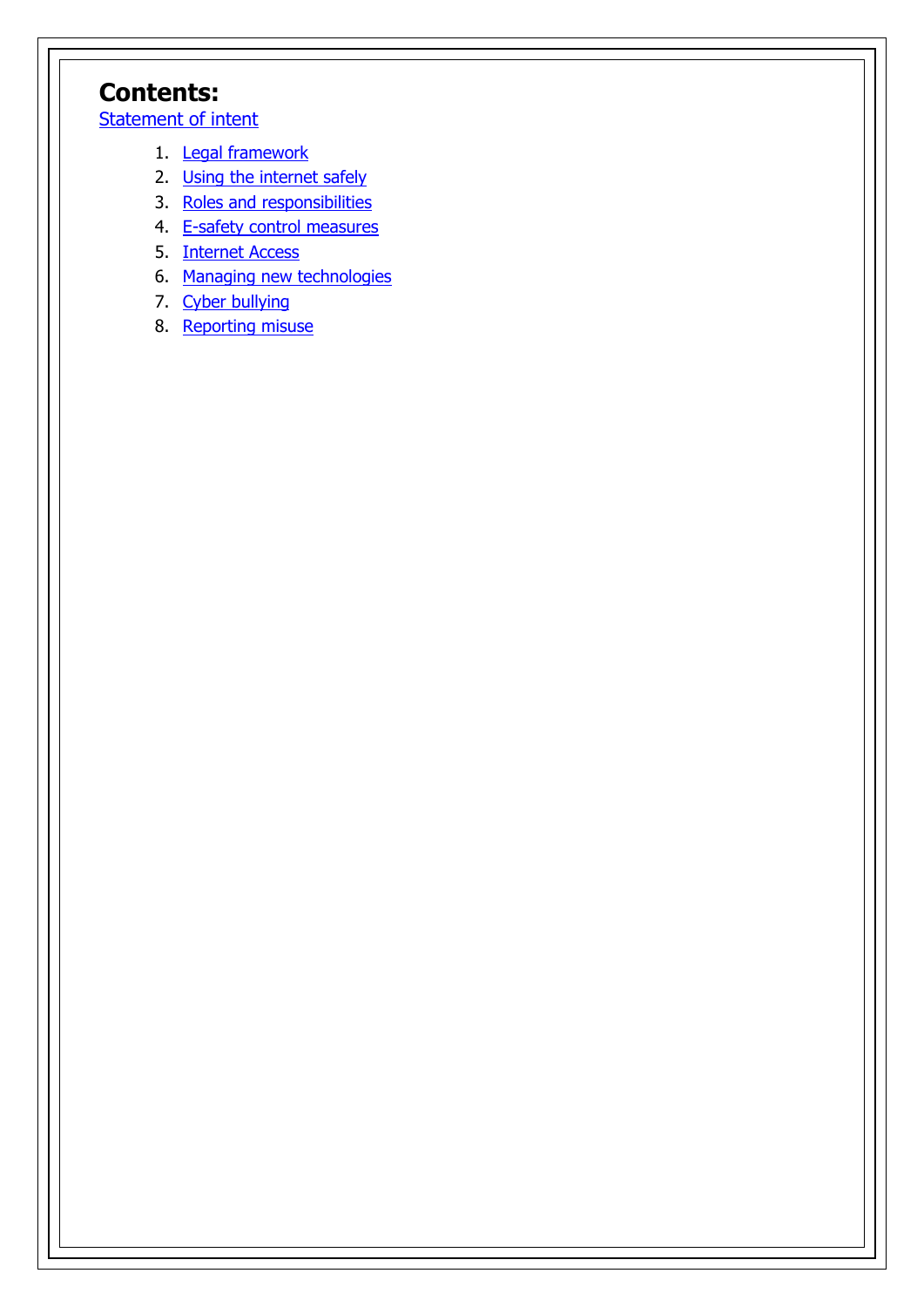# Contents:

Statement of intent

1. Legal framework
2. Using the internet safely
3. Roles and responsibilities
4. E-safety control measures
5. Internet Access
6. Managing new technologies
7. Cyber bullying
8. Reporting misuse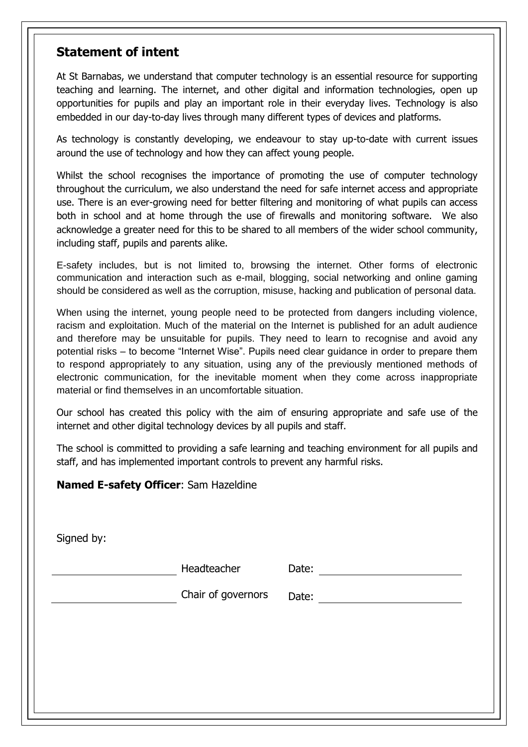## Statement of intent

At St Barnabas, we understand that computer technology is an essential resource for supporting teaching and learning. The internet, and other digital and information technologies, open up opportunities for pupils and play an important role in their everyday lives. Technology is also embedded in our day-to-day lives through many different types of devices and platforms.

As technology is constantly developing, we endeavour to stay up-to-date with current issues around the use of technology and how they can affect young people.

Whilst the school recognises the importance of promoting the use of computer technology throughout the curriculum, we also understand the need for safe internet access and appropriate use. There is an ever-growing need for better filtering and monitoring of what pupils can access both in school and at home through the use of firewalls and monitoring software. We also acknowledge a greater need for this to be shared to all members of the wider school community, including staff, pupils and parents alike.

E-safety includes, but is not limited to, browsing the internet. Other forms of electronic communication and interaction such as e-mail, blogging, social networking and online gaming should be considered as well as the corruption, misuse, hacking and publication of personal data.

When using the internet, young people need to be protected from dangers including violence, racism and exploitation. Much of the material on the Internet is published for an adult audience and therefore may be unsuitable for pupils. They need to learn to recognise and avoid any potential risks – to become "Internet Wise". Pupils need clear guidance in order to prepare them to respond appropriately to any situation, using any of the previously mentioned methods of electronic communication, for the inevitable moment when they come across inappropriate material or find themselves in an uncomfortable situation.

Our school has created this policy with the aim of ensuring appropriate and safe use of the internet and other digital technology devices by all pupils and staff.

The school is committed to providing a safe learning and teaching environment for all pupils and staff, and has implemented important controls to prevent any harmful risks.

**Named E-safety Officer**: Sam Hazeldine

Signed by:

\_\_\_\_\_\_\_\_\_\_\_\_\_\_\_\_\_\_\_\_ Headteacher Date: \_\_\_\_\_\_\_\_\_\_\_\_\_\_\_\_\_\_\_\_

\_\_\_\_\_\_\_\_\_\_\_\_\_\_\_\_\_\_\_\_ Chair of governors Date: \_\_\_\_\_\_\_\_\_\_\_\_\_\_\_\_\_\_\_\_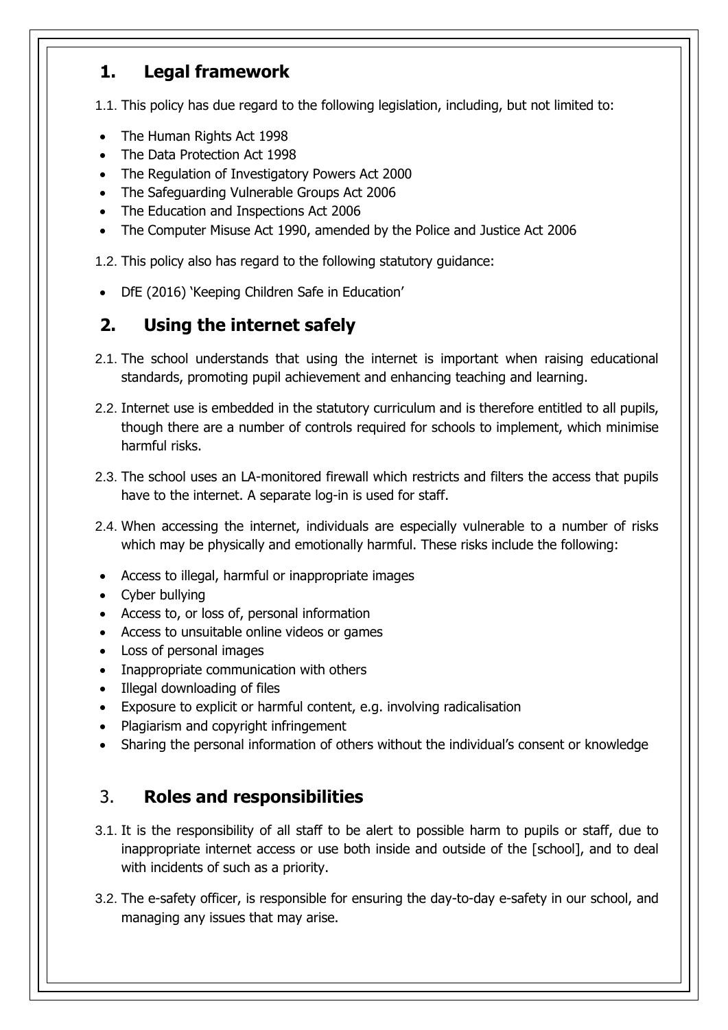## 1. Legal framework

1.1. This policy has due regard to the following legislation, including, but not limited to:

- The Human Rights Act 1998
- The Data Protection Act 1998
- The Regulation of Investigatory Powers Act 2000
- The Safeguarding Vulnerable Groups Act 2006
- The Education and Inspections Act 2006
- The Computer Misuse Act 1990, amended by the Police and Justice Act 2006

1.2. This policy also has regard to the following statutory guidance:

- DfE (2016) 'Keeping Children Safe in Education'

## 2. Using the internet safely

2.1. The school understands that using the internet is important when raising educational standards, promoting pupil achievement and enhancing teaching and learning.

2.2. Internet use is embedded in the statutory curriculum and is therefore entitled to all pupils, though there are a number of controls required for schools to implement, which minimise harmful risks.

2.3. The school uses an LA-monitored firewall which restricts and filters the access that pupils have to the internet. A separate log-in is used for staff.

2.4. When accessing the internet, individuals are especially vulnerable to a number of risks which may be physically and emotionally harmful. These risks include the following:

- Access to illegal, harmful or inappropriate images
- Cyber bullying
- Access to, or loss of, personal information
- Access to unsuitable online videos or games
- Loss of personal images
- Inappropriate communication with others
- Illegal downloading of files
- Exposure to explicit or harmful content, e.g. involving radicalisation
- Plagiarism and copyright infringement
- Sharing the personal information of others without the individual's consent or knowledge

## 3. Roles and responsibilities

3.1. It is the responsibility of all staff to be alert to possible harm to pupils or staff, due to inappropriate internet access or use both inside and outside of the [school], and to deal with incidents of such as a priority.

3.2. The e-safety officer, is responsible for ensuring the day-to-day e-safety in our school, and managing any issues that may arise.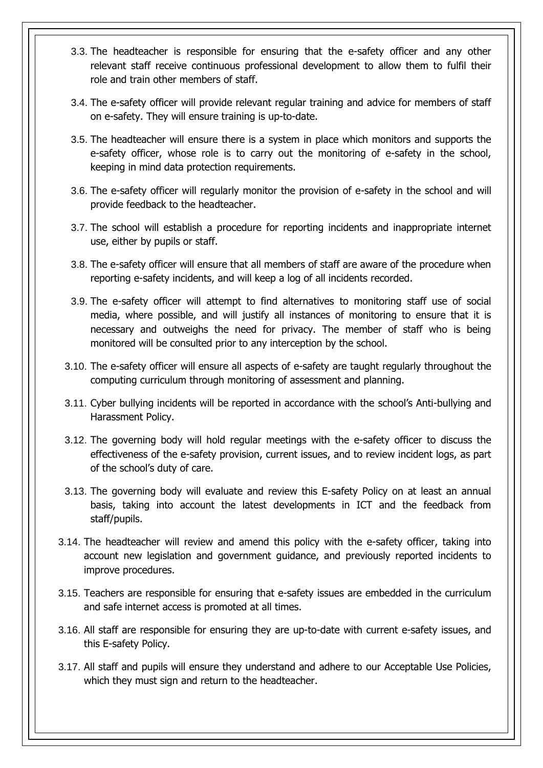3.3. The headteacher is responsible for ensuring that the e-safety officer and any other relevant staff receive continuous professional development to allow them to fulfil their role and train other members of staff.

3.4. The e-safety officer will provide relevant regular training and advice for members of staff on e-safety. They will ensure training is up-to-date.

3.5. The headteacher will ensure there is a system in place which monitors and supports the e-safety officer, whose role is to carry out the monitoring of e-safety in the school, keeping in mind data protection requirements.

3.6. The e-safety officer will regularly monitor the provision of e-safety in the school and will provide feedback to the headteacher.

3.7. The school will establish a procedure for reporting incidents and inappropriate internet use, either by pupils or staff.

3.8. The e-safety officer will ensure that all members of staff are aware of the procedure when reporting e-safety incidents, and will keep a log of all incidents recorded.

3.9. The e-safety officer will attempt to find alternatives to monitoring staff use of social media, where possible, and will justify all instances of monitoring to ensure that it is necessary and outweighs the need for privacy. The member of staff who is being monitored will be consulted prior to any interception by the school.

3.10. The e-safety officer will ensure all aspects of e-safety are taught regularly throughout the computing curriculum through monitoring of assessment and planning.

3.11. Cyber bullying incidents will be reported in accordance with the school's Anti-bullying and Harassment Policy.

3.12. The governing body will hold regular meetings with the e-safety officer to discuss the effectiveness of the e-safety provision, current issues, and to review incident logs, as part of the school's duty of care.

3.13. The governing body will evaluate and review this E-safety Policy on at least an annual basis, taking into account the latest developments in ICT and the feedback from staff/pupils.

3.14. The headteacher will review and amend this policy with the e-safety officer, taking into account new legislation and government guidance, and previously reported incidents to improve procedures.

3.15. Teachers are responsible for ensuring that e-safety issues are embedded in the curriculum and safe internet access is promoted at all times.

3.16. All staff are responsible for ensuring they are up-to-date with current e-safety issues, and this E-safety Policy.

3.17. All staff and pupils will ensure they understand and adhere to our Acceptable Use Policies, which they must sign and return to the headteacher.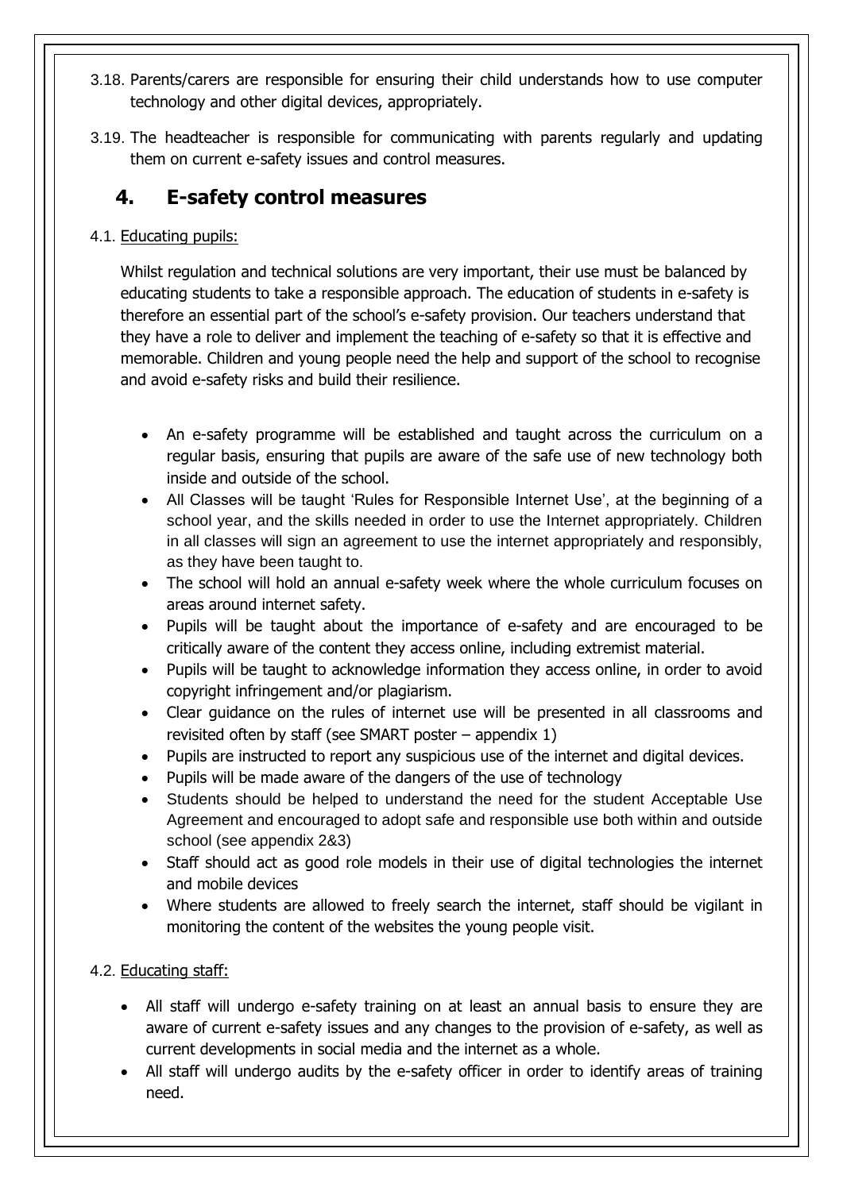3.18. Parents/carers are responsible for ensuring their child understands how to use computer technology and other digital devices, appropriately.

3.19. The headteacher is responsible for communicating with parents regularly and updating them on current e-safety issues and control measures.

## 4. E-safety control measures

4.1. Educating pupils:

Whilst regulation and technical solutions are very important, their use must be balanced by educating students to take a responsible approach. The education of students in e-safety is therefore an essential part of the school's e-safety provision. Our teachers understand that they have a role to deliver and implement the teaching of e-safety so that it is effective and memorable. Children and young people need the help and support of the school to recognise and avoid e-safety risks and build their resilience.

- An e-safety programme will be established and taught across the curriculum on a regular basis, ensuring that pupils are aware of the safe use of new technology both inside and outside of the school.
- All Classes will be taught 'Rules for Responsible Internet Use', at the beginning of a school year, and the skills needed in order to use the Internet appropriately. Children in all classes will sign an agreement to use the internet appropriately and responsibly, as they have been taught to.
- The school will hold an annual e-safety week where the whole curriculum focuses on areas around internet safety.
- Pupils will be taught about the importance of e-safety and are encouraged to be critically aware of the content they access online, including extremist material.
- Pupils will be taught to acknowledge information they access online, in order to avoid copyright infringement and/or plagiarism.
- Clear guidance on the rules of internet use will be presented in all classrooms and revisited often by staff (see SMART poster – appendix 1)
- Pupils are instructed to report any suspicious use of the internet and digital devices.
- Pupils will be made aware of the dangers of the use of technology
- Students should be helped to understand the need for the student Acceptable Use Agreement and encouraged to adopt safe and responsible use both within and outside school (see appendix 2&3)
- Staff should act as good role models in their use of digital technologies the internet and mobile devices
- Where students are allowed to freely search the internet, staff should be vigilant in monitoring the content of the websites the young people visit.

4.2. Educating staff:

- All staff will undergo e-safety training on at least an annual basis to ensure they are aware of current e-safety issues and any changes to the provision of e-safety, as well as current developments in social media and the internet as a whole.
- All staff will undergo audits by the e-safety officer in order to identify areas of training need.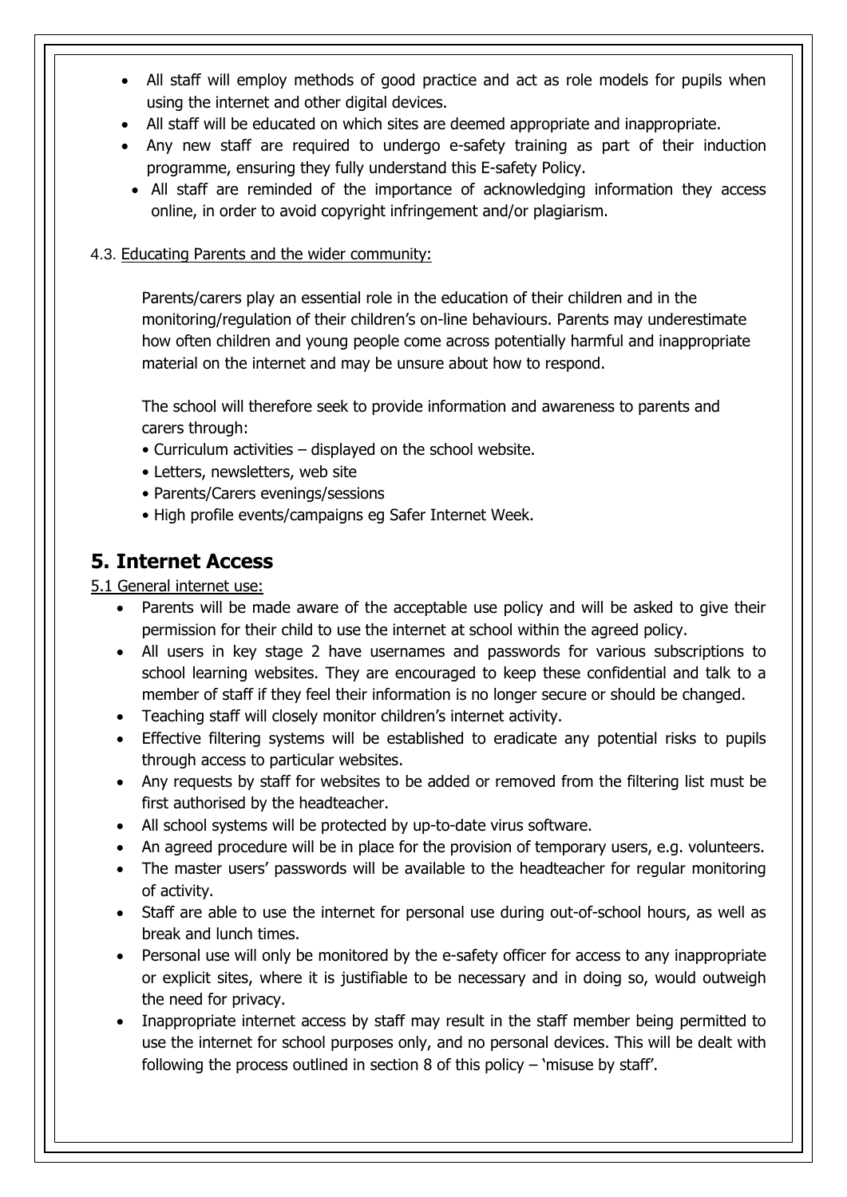- All staff will employ methods of good practice and act as role models for pupils when using the internet and other digital devices.
- All staff will be educated on which sites are deemed appropriate and inappropriate.
- Any new staff are required to undergo e-safety training as part of their induction programme, ensuring they fully understand this E-safety Policy.
- All staff are reminded of the importance of acknowledging information they access online, in order to avoid copyright infringement and/or plagiarism.

4.3. Educating Parents and the wider community:

Parents/carers play an essential role in the education of their children and in the monitoring/regulation of their children's on-line behaviours. Parents may underestimate how often children and young people come across potentially harmful and inappropriate material on the internet and may be unsure about how to respond.

The school will therefore seek to provide information and awareness to parents and carers through:

- Curriculum activities – displayed on the school website.
- Letters, newsletters, web site
- Parents/Carers evenings/sessions
- High profile events/campaigns eg Safer Internet Week.

## 5. Internet Access

5.1 General internet use:

- Parents will be made aware of the acceptable use policy and will be asked to give their permission for their child to use the internet at school within the agreed policy.
- All users in key stage 2 have usernames and passwords for various subscriptions to school learning websites. They are encouraged to keep these confidential and talk to a member of staff if they feel their information is no longer secure or should be changed.
- Teaching staff will closely monitor children's internet activity.
- Effective filtering systems will be established to eradicate any potential risks to pupils through access to particular websites.
- Any requests by staff for websites to be added or removed from the filtering list must be first authorised by the headteacher.
- All school systems will be protected by up-to-date virus software.
- An agreed procedure will be in place for the provision of temporary users, e.g. volunteers.
- The master users' passwords will be available to the headteacher for regular monitoring of activity.
- Staff are able to use the internet for personal use during out-of-school hours, as well as break and lunch times.
- Personal use will only be monitored by the e-safety officer for access to any inappropriate or explicit sites, where it is justifiable to be necessary and in doing so, would outweigh the need for privacy.
- Inappropriate internet access by staff may result in the staff member being permitted to use the internet for school purposes only, and no personal devices. This will be dealt with following the process outlined in section 8 of this policy – 'misuse by staff'.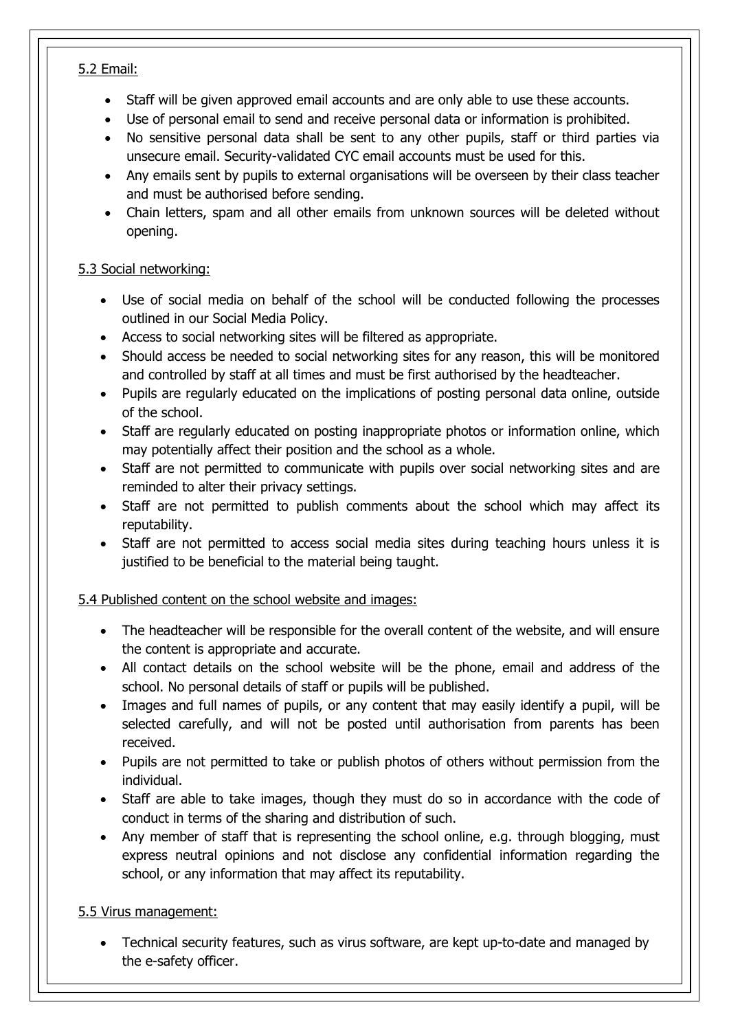<u>5.2 Email:</u>

- Staff will be given approved email accounts and are only able to use these accounts.
- Use of personal email to send and receive personal data or information is prohibited.
- No sensitive personal data shall be sent to any other pupils, staff or third parties via unsecure email. Security-validated CYC email accounts must be used for this.
- Any emails sent by pupils to external organisations will be overseen by their class teacher and must be authorised before sending.
- Chain letters, spam and all other emails from unknown sources will be deleted without opening.

<u>5.3 Social networking:</u>

- Use of social media on behalf of the school will be conducted following the processes outlined in our Social Media Policy.
- Access to social networking sites will be filtered as appropriate.
- Should access be needed to social networking sites for any reason, this will be monitored and controlled by staff at all times and must be first authorised by the headteacher.
- Pupils are regularly educated on the implications of posting personal data online, outside of the school.
- Staff are regularly educated on posting inappropriate photos or information online, which may potentially affect their position and the school as a whole.
- Staff are not permitted to communicate with pupils over social networking sites and are reminded to alter their privacy settings.
- Staff are not permitted to publish comments about the school which may affect its reputability.
- Staff are not permitted to access social media sites during teaching hours unless it is justified to be beneficial to the material being taught.

<u>5.4 Published content on the school website and images:</u>

- The headteacher will be responsible for the overall content of the website, and will ensure the content is appropriate and accurate.
- All contact details on the school website will be the phone, email and address of the school. No personal details of staff or pupils will be published.
- Images and full names of pupils, or any content that may easily identify a pupil, will be selected carefully, and will not be posted until authorisation from parents has been received.
- Pupils are not permitted to take or publish photos of others without permission from the individual.
- Staff are able to take images, though they must do so in accordance with the code of conduct in terms of the sharing and distribution of such.
- Any member of staff that is representing the school online, e.g. through blogging, must express neutral opinions and not disclose any confidential information regarding the school, or any information that may affect its reputability.

<u>5.5 Virus management:</u>

- Technical security features, such as virus software, are kept up-to-date and managed by the e-safety officer.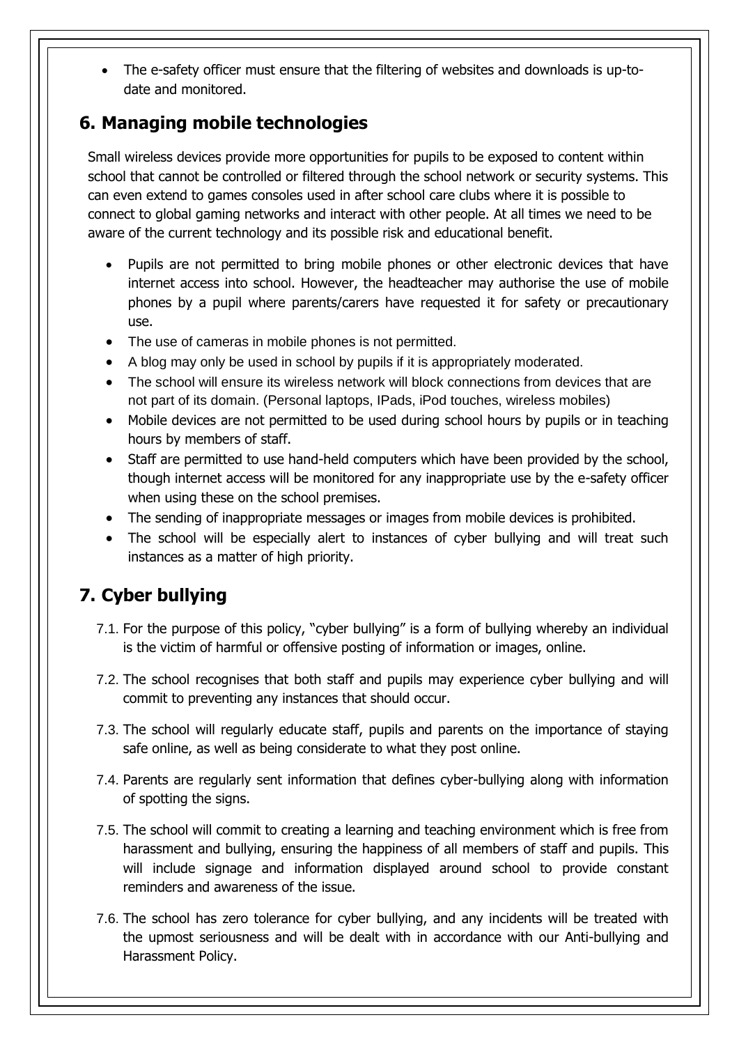- The e-safety officer must ensure that the filtering of websites and downloads is up-to-date and monitored.

## 6. Managing mobile technologies

Small wireless devices provide more opportunities for pupils to be exposed to content within school that cannot be controlled or filtered through the school network or security systems. This can even extend to games consoles used in after school care clubs where it is possible to connect to global gaming networks and interact with other people. At all times we need to be aware of the current technology and its possible risk and educational benefit.

- Pupils are not permitted to bring mobile phones or other electronic devices that have internet access into school. However, the headteacher may authorise the use of mobile phones by a pupil where parents/carers have requested it for safety or precautionary use.
- The use of cameras in mobile phones is not permitted.
- A blog may only be used in school by pupils if it is appropriately moderated.
- The school will ensure its wireless network will block connections from devices that are not part of its domain. (Personal laptops, IPads, iPod touches, wireless mobiles)
- Mobile devices are not permitted to be used during school hours by pupils or in teaching hours by members of staff.
- Staff are permitted to use hand-held computers which have been provided by the school, though internet access will be monitored for any inappropriate use by the e-safety officer when using these on the school premises.
- The sending of inappropriate messages or images from mobile devices is prohibited.
- The school will be especially alert to instances of cyber bullying and will treat such instances as a matter of high priority.

## 7. Cyber bullying

7.1. For the purpose of this policy, "cyber bullying" is a form of bullying whereby an individual is the victim of harmful or offensive posting of information or images, online.

7.2. The school recognises that both staff and pupils may experience cyber bullying and will commit to preventing any instances that should occur.

7.3. The school will regularly educate staff, pupils and parents on the importance of staying safe online, as well as being considerate to what they post online.

7.4. Parents are regularly sent information that defines cyber-bullying along with information of spotting the signs.

7.5. The school will commit to creating a learning and teaching environment which is free from harassment and bullying, ensuring the happiness of all members of staff and pupils. This will include signage and information displayed around school to provide constant reminders and awareness of the issue.

7.6. The school has zero tolerance for cyber bullying, and any incidents will be treated with the upmost seriousness and will be dealt with in accordance with our Anti-bullying and Harassment Policy.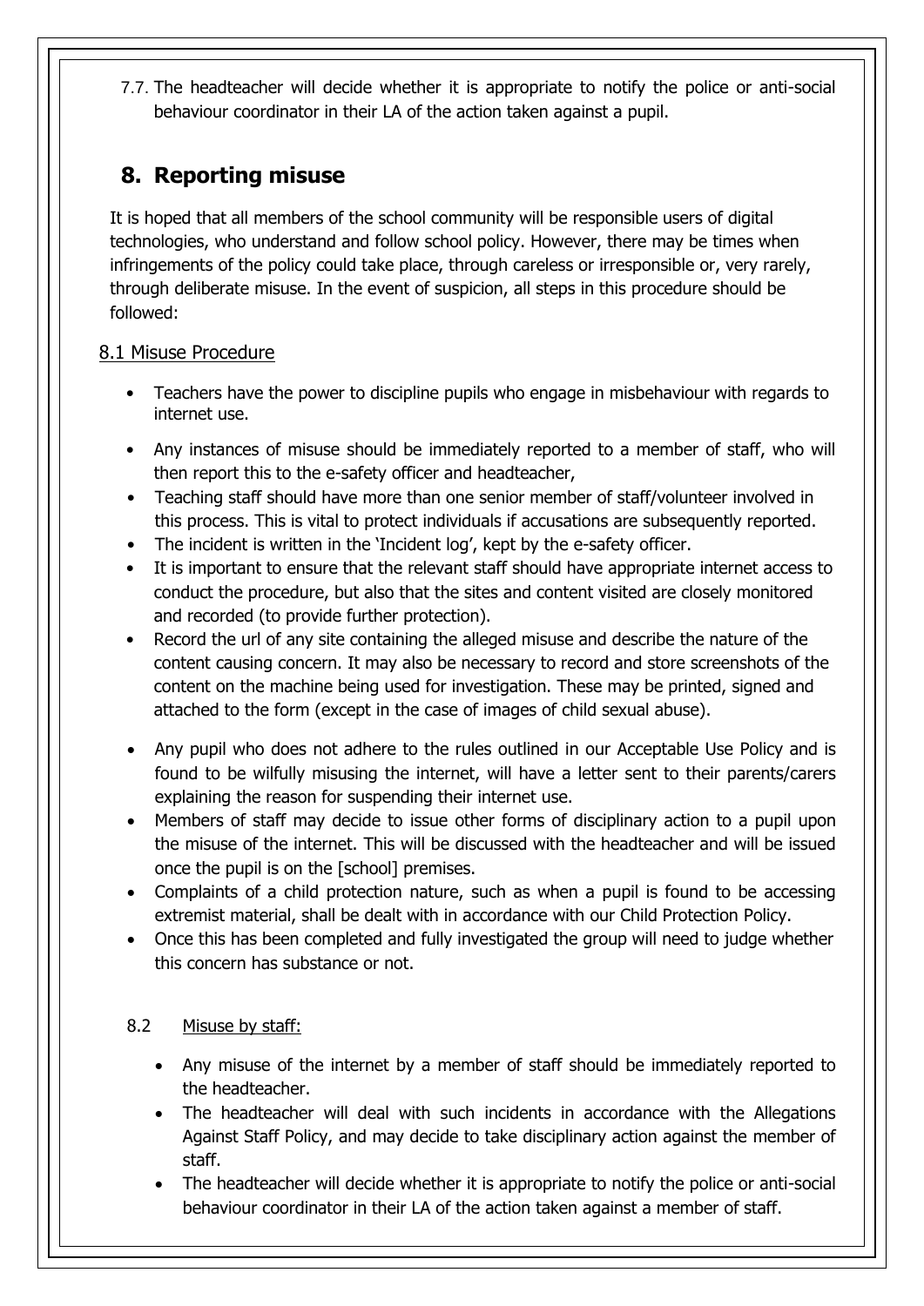7.7. The headteacher will decide whether it is appropriate to notify the police or anti-social behaviour coordinator in their LA of the action taken against a pupil.

## 8. Reporting misuse

It is hoped that all members of the school community will be responsible users of digital technologies, who understand and follow school policy. However, there may be times when infringements of the policy could take place, through careless or irresponsible or, very rarely, through deliberate misuse. In the event of suspicion, all steps in this procedure should be followed:

### 8.1 Misuse Procedure

- Teachers have the power to discipline pupils who engage in misbehaviour with regards to internet use.
- Any instances of misuse should be immediately reported to a member of staff, who will then report this to the e-safety officer and headteacher,
- Teaching staff should have more than one senior member of staff/volunteer involved in this process. This is vital to protect individuals if accusations are subsequently reported.
- The incident is written in the 'Incident log', kept by the e-safety officer.
- It is important to ensure that the relevant staff should have appropriate internet access to conduct the procedure, but also that the sites and content visited are closely monitored and recorded (to provide further protection).
- Record the url of any site containing the alleged misuse and describe the nature of the content causing concern. It may also be necessary to record and store screenshots of the content on the machine being used for investigation. These may be printed, signed and attached to the form (except in the case of images of child sexual abuse).
- Any pupil who does not adhere to the rules outlined in our Acceptable Use Policy and is found to be wilfully misusing the internet, will have a letter sent to their parents/carers explaining the reason for suspending their internet use.
- Members of staff may decide to issue other forms of disciplinary action to a pupil upon the misuse of the internet. This will be discussed with the headteacher and will be issued once the pupil is on the [school] premises.
- Complaints of a child protection nature, such as when a pupil is found to be accessing extremist material, shall be dealt with in accordance with our Child Protection Policy.
- Once this has been completed and fully investigated the group will need to judge whether this concern has substance or not.

### 8.2 Misuse by staff:

- Any misuse of the internet by a member of staff should be immediately reported to the headteacher.
- The headteacher will deal with such incidents in accordance with the Allegations Against Staff Policy, and may decide to take disciplinary action against the member of staff.
- The headteacher will decide whether it is appropriate to notify the police or anti-social behaviour coordinator in their LA of the action taken against a member of staff.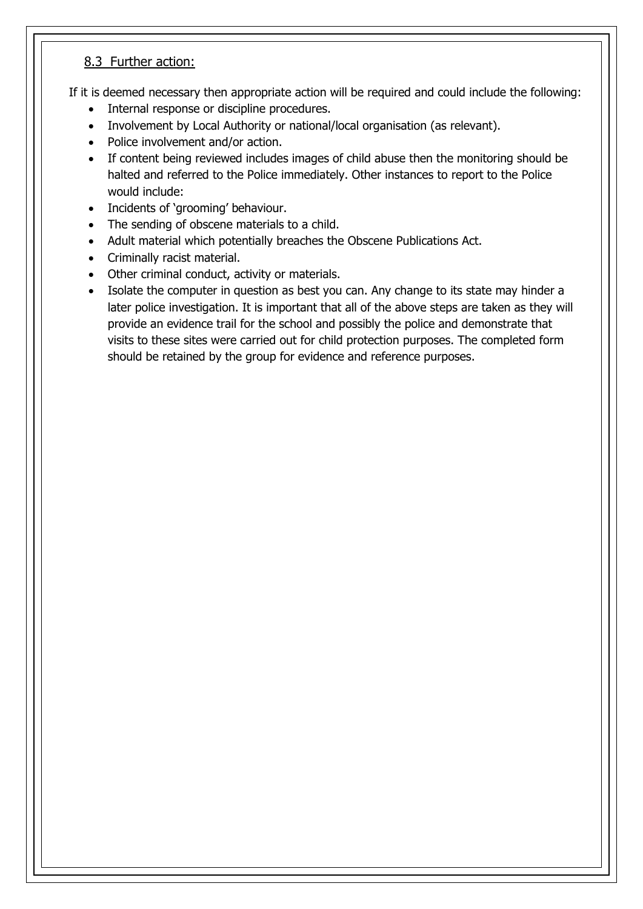## 8.3 Further action:

If it is deemed necessary then appropriate action will be required and could include the following:

- Internal response or discipline procedures.
- Involvement by Local Authority or national/local organisation (as relevant).
- Police involvement and/or action.
- If content being reviewed includes images of child abuse then the monitoring should be halted and referred to the Police immediately. Other instances to report to the Police would include:
- Incidents of 'grooming' behaviour.
- The sending of obscene materials to a child.
- Adult material which potentially breaches the Obscene Publications Act.
- Criminally racist material.
- Other criminal conduct, activity or materials.
- Isolate the computer in question as best you can. Any change to its state may hinder a later police investigation. It is important that all of the above steps are taken as they will provide an evidence trail for the school and possibly the police and demonstrate that visits to these sites were carried out for child protection purposes. The completed form should be retained by the group for evidence and reference purposes.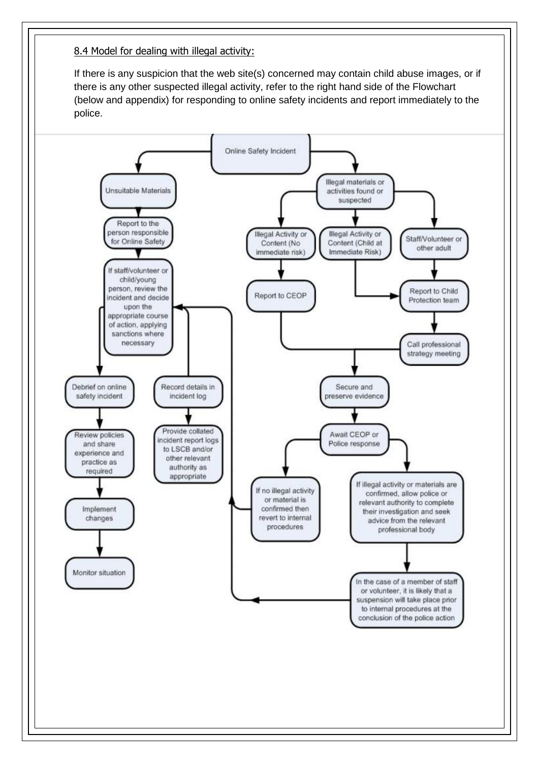8.4 Model for dealing with illegal activity:

If there is any suspicion that the web site(s) concerned may contain child abuse images, or if there is any other suspected illegal activity, refer to the right hand side of the Flowchart (below and appendix) for responding to online safety incidents and report immediately to the police.

Online Safety Incident

Unsuitable Materials

Report to the person responsible for Online Safety

If staff/volunteer or child/young person, review the incident and decide upon the appropriate course of action, applying sanctions where necessary

Debrief on online safety incident

Review policies and share experience and practice as required

Implement changes

Monitor situation

Record details in incident log

Provide collated incident report logs to LSCB and/or other relevant authority as appropriate

Illegal materials or activities found or suspected

Illegal Activity or Content (No immediate risk)

Illegal Activity or Content (Child at Immediate Risk)

Staff/Volunteer or other adult

Report to CEOP

Report to Child Protection team

Call professional strategy meeting

Secure and preserve evidence

Await CEOP or Police response

If no illegal activity or material is confirmed then revert to internal procedures

If illegal activity or materials are confirmed, allow police or relevant authority to complete their investigation and seek advice from the relevant professional body

In the case of a member of staff or volunteer, it is likely that a suspension will take place prior to internal procedures at the conclusion of the police action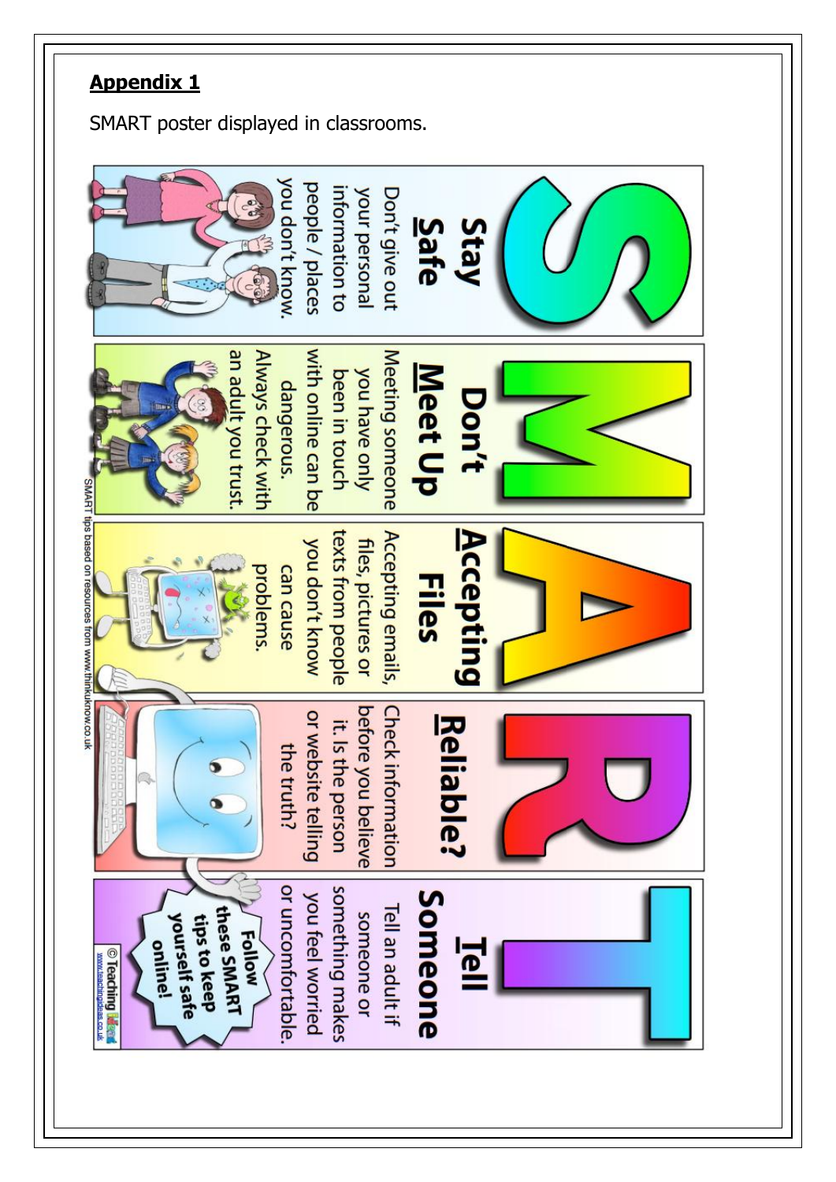**Appendix 1**

SMART poster displayed in classrooms.

**S** – **Stay Safe**

Don't give out your personal information to people / places you don't know.

**M** – **Don't Meet Up**

Meeting someone you have only been in touch with online can be dangerous. Always check with an adult you trust.

**A** – **Accepting Files**

Accepting emails, files, pictures or texts from people you don't know can cause problems.

**R** – **Reliable?**

Check information before you believe it. Is the person or website telling the truth?

**T** – **Tell Someone**

Tell an adult if someone or something makes you feel worried or uncomfortable.

Follow these SMART tips to keep yourself safe online!

SMART tips based on resources from www.thinkuknow.co.uk

© Teaching Ideas www.teachingideas.co.uk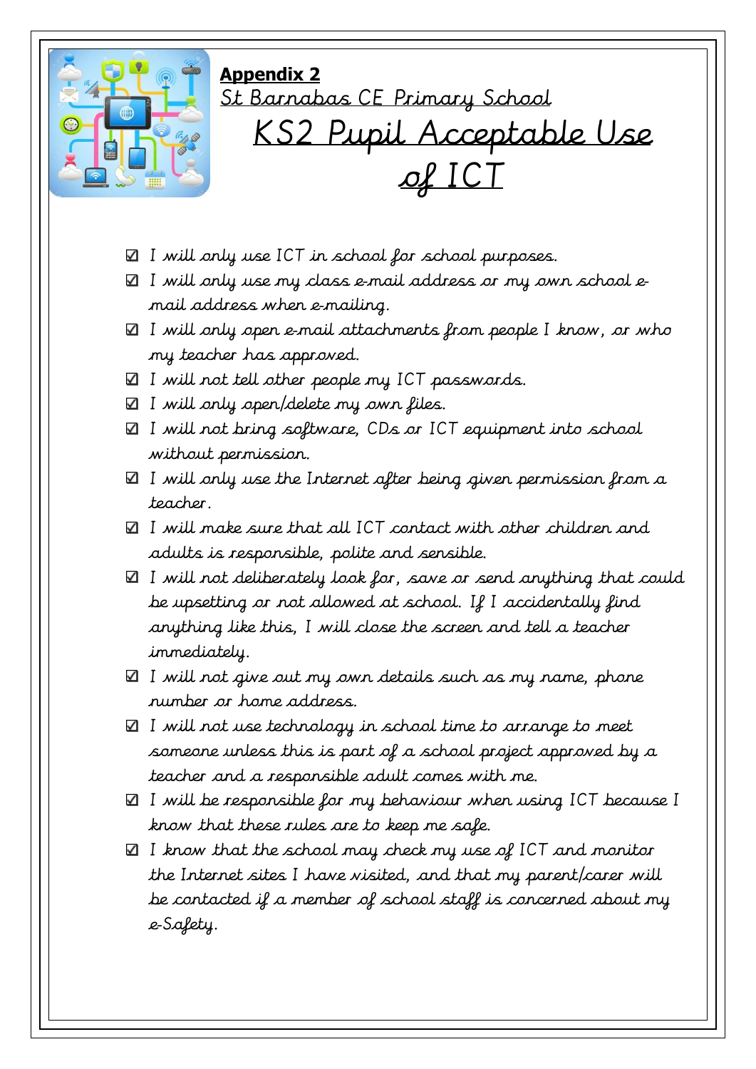**Appendix 2**

St Barnabas CE Primary School

# KS2 Pupil Acceptable Use of ICT

- ☑ I will only use ICT in school for school purposes.
- ☑ I will only use my class e-mail address or my own school e-mail address when e-mailing.
- ☑ I will only open e-mail attachments from people I know, or who my teacher has approved.
- ☑ I will not tell other people my ICT passwords.
- ☑ I will only open/delete my own files.
- ☑ I will not bring software, CDs or ICT equipment into school without permission.
- ☑ I will only use the Internet after being given permission from a teacher.
- ☑ I will make sure that all ICT contact with other children and adults is responsible, polite and sensible.
- ☑ I will not deliberately look for, save or send anything that could be upsetting or not allowed at school. If I accidentally find anything like this, I will close the screen and tell a teacher immediately.
- ☑ I will not give out my own details such as my name, phone number or home address.
- ☑ I will not use technology in school time to arrange to meet someone unless this is part of a school project approved by a teacher and a responsible adult comes with me.
- ☑ I will be responsible for my behaviour when using ICT because I know that these rules are to keep me safe.
- ☑ I know that the school may check my use of ICT and monitor the Internet sites I have visited, and that my parent/carer will be contacted if a member of school staff is concerned about my e-Safety.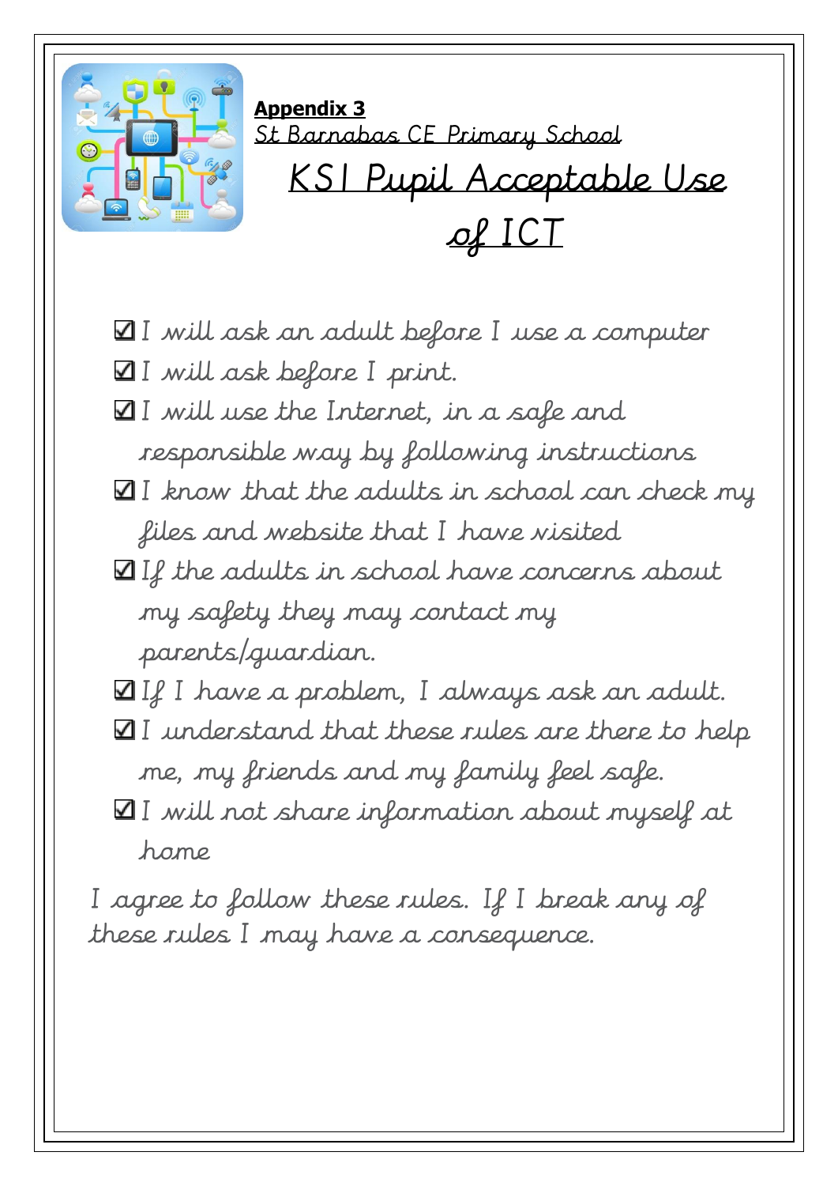**Appendix 3**

*St Barnabas CE Primary School*

# KS1 Pupil Acceptable Use of ICT

- ☑ I will ask an adult before I use a computer
- ☑ I will ask before I print.
- ☑ I will use the Internet, in a safe and responsible way by following instructions
- ☑ I know that the adults in school can check my files and website that I have visited
- ☑ If the adults in school have concerns about my safety they may contact my parents/guardian.
- ☑ If I have a problem, I always ask an adult.
- ☑ I understand that these rules are there to help me, my friends and my family feel safe.
- ☑ I will not share information about myself at home

I agree to follow these rules. If I break any of these rules I may have a consequence.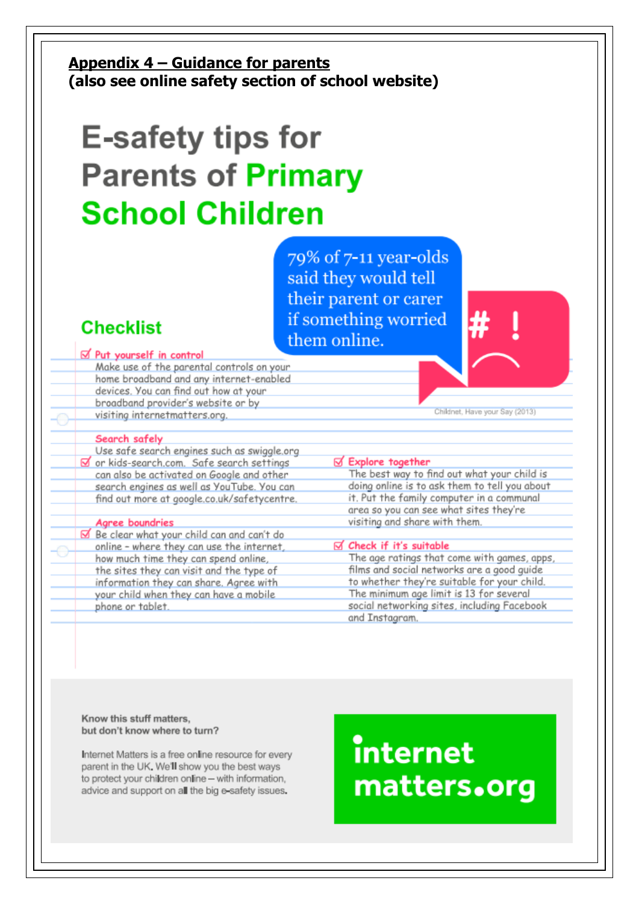**Appendix 4 – Guidance for parents**
**(also see online safety section of school website)**

# E-safety tips for Parents of Primary School Children

79% of 7-11 year-olds said they would tell their parent or carer if something worried them online.

Childnet, Have your Say (2013)

## Checklist

☑ **Put yourself in control**
Make use of the parental controls on your home broadband and any internet-enabled devices. You can find out how at your broadband provider's website or by visiting internetmatters.org.

☑ **Search safely**
Use safe search engines such as swiggle.org or kids-search.com. Safe search settings can also be activated on Google and other search engines as well as YouTube. You can find out more at google.co.uk/safetycentre.

☑ **Agree boundries**
Be clear what your child can and can't do online – where they can use the internet, how much time they can spend online, the sites they can visit and the type of information they can share. Agree with your child when they can have a mobile phone or tablet.

☑ **Explore together**
The best way to find out what your child is doing online is to ask them to tell you about it. Put the family computer in a communal area so you can see what sites they're visiting and share with them.

☑ **Check if it's suitable**
The age ratings that come with games, apps, films and social networks are a good guide to whether they're suitable for your child. The minimum age limit is 13 for several social networking sites, including Facebook and Instagram.

**Know this stuff matters, but don't know where to turn?**

Internet Matters is a free online resource for every parent in the UK. We'll show you the best ways to protect your children online – with information, advice and support on all the big e-safety issues.

**internet matters.org**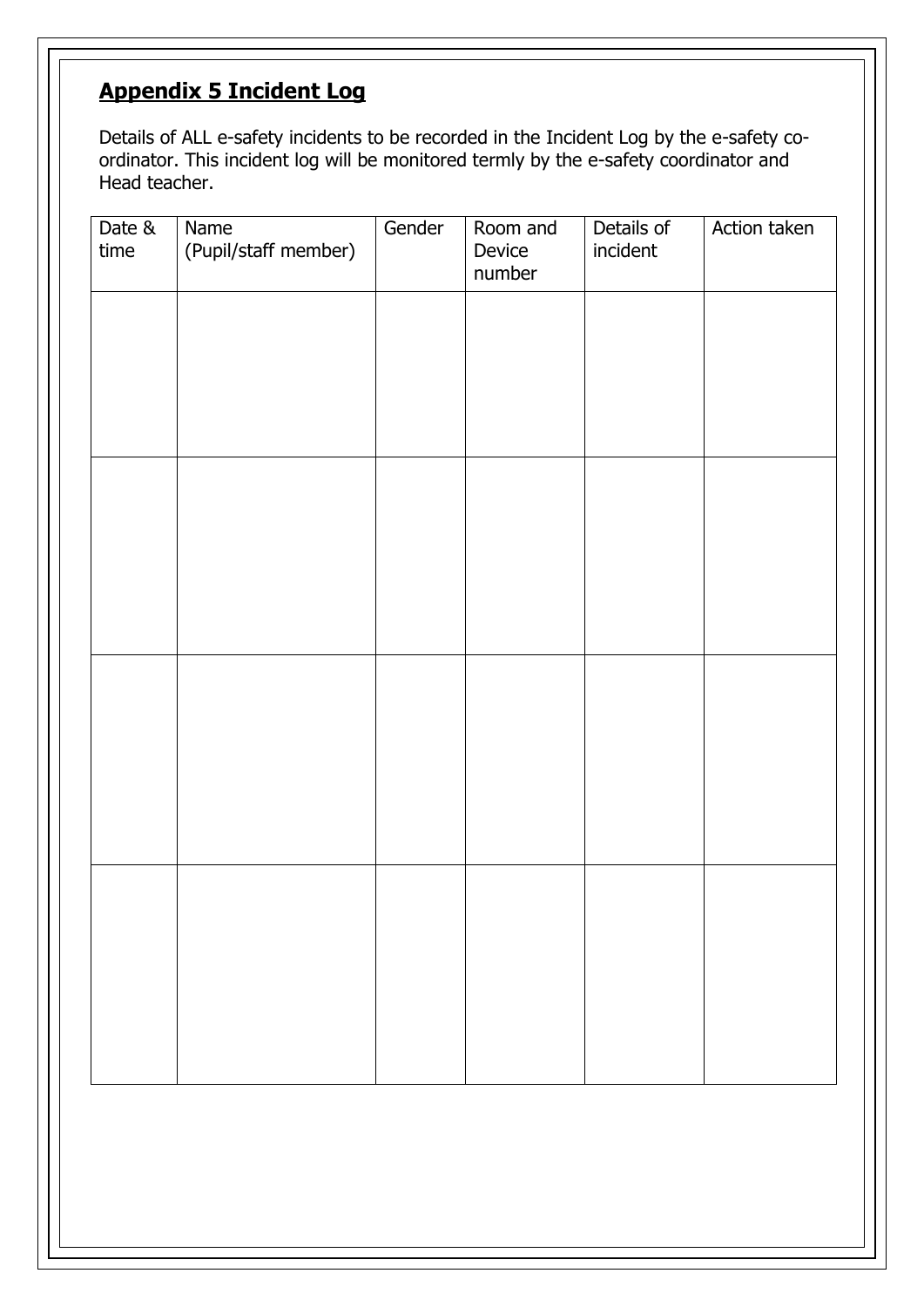## Appendix 5 Incident Log

Details of ALL e-safety incidents to be recorded in the Incident Log by the e-safety co-ordinator. This incident log will be monitored termly by the e-safety coordinator and Head teacher.

| Date & time | Name (Pupil/staff member) | Gender | Room and Device number | Details of incident | Action taken |
|---|---|---|---|---|---|
| | | | | | |
| | | | | | |
| | | | | | |
| | | | | | |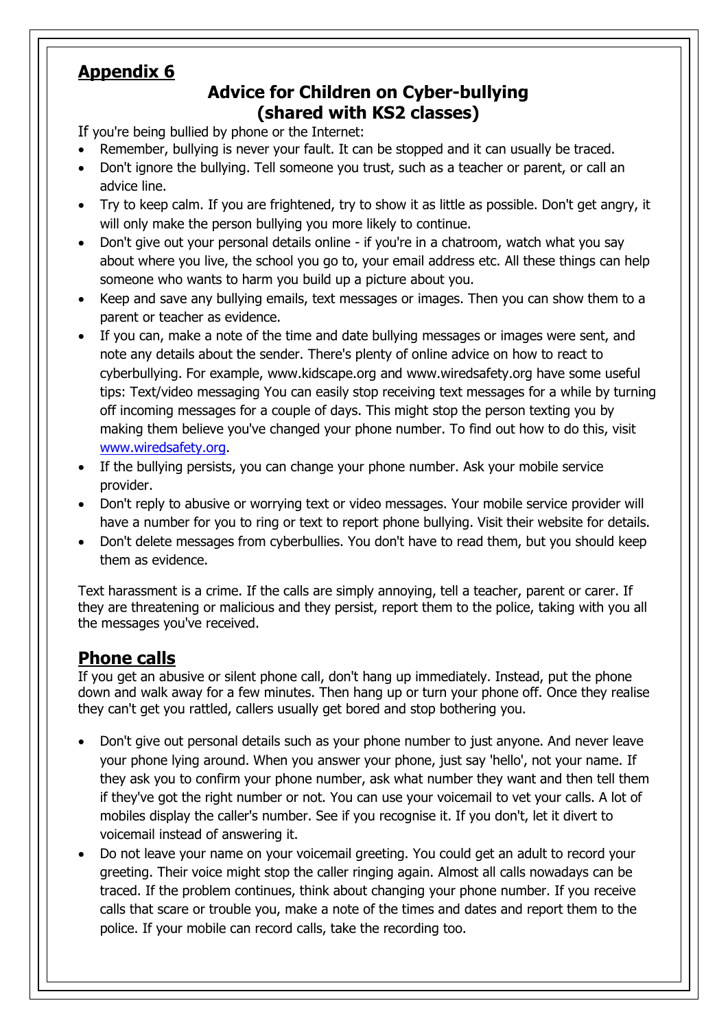## Appendix 6

### Advice for Children on Cyber-bullying (shared with KS2 classes)

If you're being bullied by phone or the Internet:

- Remember, bullying is never your fault. It can be stopped and it can usually be traced.
- Don't ignore the bullying. Tell someone you trust, such as a teacher or parent, or call an advice line.
- Try to keep calm. If you are frightened, try to show it as little as possible. Don't get angry, it will only make the person bullying you more likely to continue.
- Don't give out your personal details online - if you're in a chatroom, watch what you say about where you live, the school you go to, your email address etc. All these things can help someone who wants to harm you build up a picture about you.
- Keep and save any bullying emails, text messages or images. Then you can show them to a parent or teacher as evidence.
- If you can, make a note of the time and date bullying messages or images were sent, and note any details about the sender. There's plenty of online advice on how to react to cyberbullying. For example, www.kidscape.org and www.wiredsafety.org have some useful tips: Text/video messaging You can easily stop receiving text messages for a while by turning off incoming messages for a couple of days. This might stop the person texting you by making them believe you've changed your phone number. To find out how to do this, visit www.wiredsafety.org.
- If the bullying persists, you can change your phone number. Ask your mobile service provider.
- Don't reply to abusive or worrying text or video messages. Your mobile service provider will have a number for you to ring or text to report phone bullying. Visit their website for details.
- Don't delete messages from cyberbullies. You don't have to read them, but you should keep them as evidence.

Text harassment is a crime. If the calls are simply annoying, tell a teacher, parent or carer. If they are threatening or malicious and they persist, report them to the police, taking with you all the messages you've received.

## Phone calls

If you get an abusive or silent phone call, don't hang up immediately. Instead, put the phone down and walk away for a few minutes. Then hang up or turn your phone off. Once they realise they can't get you rattled, callers usually get bored and stop bothering you.

- Don't give out personal details such as your phone number to just anyone. And never leave your phone lying around. When you answer your phone, just say 'hello', not your name. If they ask you to confirm your phone number, ask what number they want and then tell them if they've got the right number or not. You can use your voicemail to vet your calls. A lot of mobiles display the caller's number. See if you recognise it. If you don't, let it divert to voicemail instead of answering it.
- Do not leave your name on your voicemail greeting. You could get an adult to record your greeting. Their voice might stop the caller ringing again. Almost all calls nowadays can be traced. If the problem continues, think about changing your phone number. If you receive calls that scare or trouble you, make a note of the times and dates and report them to the police. If your mobile can record calls, take the recording too.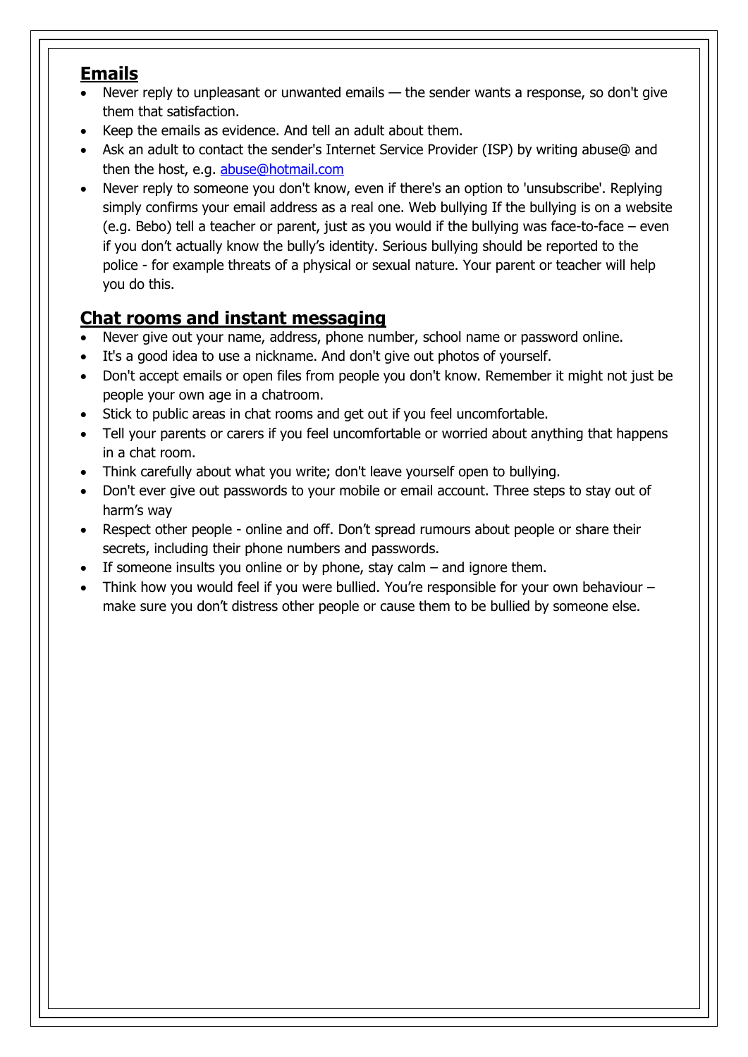## Emails

- Never reply to unpleasant or unwanted emails — the sender wants a response, so don't give them that satisfaction.
- Keep the emails as evidence. And tell an adult about them.
- Ask an adult to contact the sender's Internet Service Provider (ISP) by writing abuse@ and then the host, e.g. abuse@hotmail.com
- Never reply to someone you don't know, even if there's an option to 'unsubscribe'. Replying simply confirms your email address as a real one. Web bullying If the bullying is on a website (e.g. Bebo) tell a teacher or parent, just as you would if the bullying was face-to-face – even if you don't actually know the bully's identity. Serious bullying should be reported to the police - for example threats of a physical or sexual nature. Your parent or teacher will help you do this.

## Chat rooms and instant messaging

- Never give out your name, address, phone number, school name or password online.
- It's a good idea to use a nickname. And don't give out photos of yourself.
- Don't accept emails or open files from people you don't know. Remember it might not just be people your own age in a chatroom.
- Stick to public areas in chat rooms and get out if you feel uncomfortable.
- Tell your parents or carers if you feel uncomfortable or worried about anything that happens in a chat room.
- Think carefully about what you write; don't leave yourself open to bullying.
- Don't ever give out passwords to your mobile or email account. Three steps to stay out of harm's way
- Respect other people - online and off. Don't spread rumours about people or share their secrets, including their phone numbers and passwords.
- If someone insults you online or by phone, stay calm – and ignore them.
- Think how you would feel if you were bullied. You're responsible for your own behaviour – make sure you don't distress other people or cause them to be bullied by someone else.